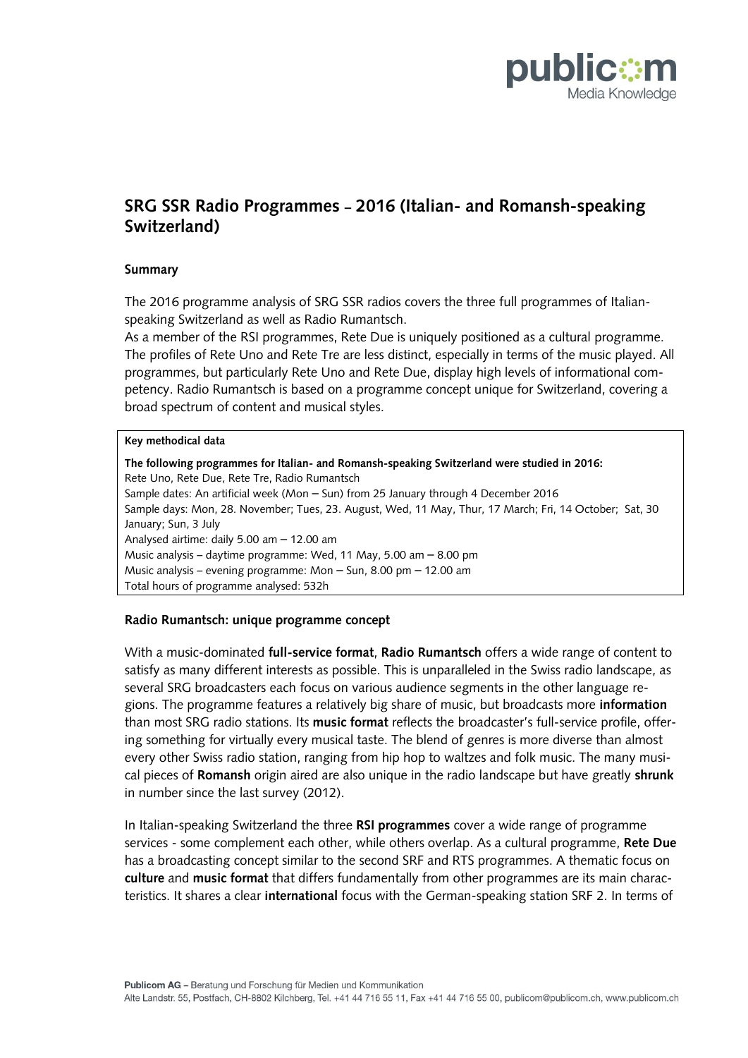# SRG SSR Radio Programmes – 2016 (Italian- and Romansh-speaking Switzerland)

## Summary

The 2016 programme analysis of SRG SSR radios covers the three full programmes of Italian-speaking Switzerland as well as Radio Rumantsch.
As a member of the RSI programmes, Rete Due is uniquely positioned as a cultural programme. The profiles of Rete Uno and Rete Tre are less distinct, especially in terms of the music played. All programmes, but particularly Rete Uno and Rete Due, display high levels of informational competency. Radio Rumantsch is based on a programme concept unique for Switzerland, covering a broad spectrum of content and musical styles.

| **Key methodical data** |
|---|
| **The following programmes for Italian- and Romansh-speaking Switzerland were studied in 2016:**<br>Rete Uno, Rete Due, Rete Tre, Radio Rumantsch<br>Sample dates: An artificial week (Mon – Sun) from 25 January through 4 December 2016<br>Sample days: Mon, 28. November; Tues, 23. August, Wed, 11 May, Thur, 17 March; Fri, 14 October; Sat, 30 January; Sun, 3 July<br>Analysed airtime: daily 5.00 am – 12.00 am<br>Music analysis – daytime programme: Wed, 11 May, 5.00 am – 8.00 pm<br>Music analysis – evening programme: Mon – Sun, 8.00 pm – 12.00 am<br>Total hours of programme analysed: 532h |

### Radio Rumantsch: unique programme concept

With a music-dominated **full-service format**, **Radio Rumantsch** offers a wide range of content to satisfy as many different interests as possible. This is unparalleled in the Swiss radio landscape, as several SRG broadcasters each focus on various audience segments in the other language regions. The programme features a relatively big share of music, but broadcasts more **information** than most SRG radio stations. Its **music format** reflects the broadcaster's full-service profile, offering something for virtually every musical taste. The blend of genres is more diverse than almost every other Swiss radio station, ranging from hip hop to waltzes and folk music. The many musical pieces of **Romansh** origin aired are also unique in the radio landscape but have greatly **shrunk** in number since the last survey (2012).

In Italian-speaking Switzerland the three **RSI programmes** cover a wide range of programme services - some complement each other, while others overlap. As a cultural programme, **Rete Due** has a broadcasting concept similar to the second SRF and RTS programmes. A thematic focus on **culture** and **music format** that differs fundamentally from other programmes are its main characteristics. It shares a clear **international** focus with the German-speaking station SRF 2. In terms of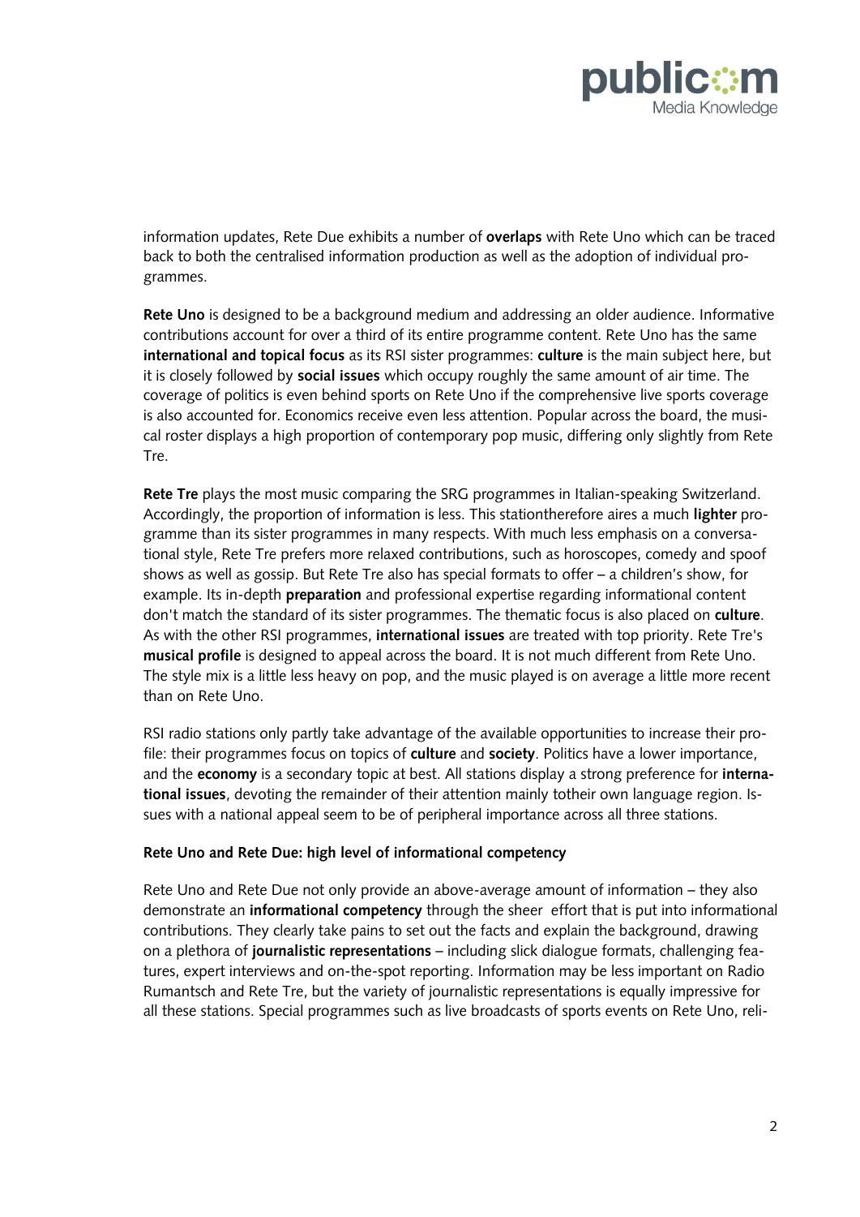information updates, Rete Due exhibits a number of **overlaps** with Rete Uno which can be traced back to both the centralised information production as well as the adoption of individual programmes.

**Rete Uno** is designed to be a background medium and addressing an older audience. Informative contributions account for over a third of its entire programme content. Rete Uno has the same **international and topical focus** as its RSI sister programmes: **culture** is the main subject here, but it is closely followed by **social issues** which occupy roughly the same amount of air time. The coverage of politics is even behind sports on Rete Uno if the comprehensive live sports coverage is also accounted for. Economics receive even less attention. Popular across the board, the musical roster displays a high proportion of contemporary pop music, differing only slightly from Rete Tre.

**Rete Tre** plays the most music comparing the SRG programmes in Italian-speaking Switzerland. Accordingly, the proportion of information is less. This stationtherefore aires a much **lighter** programme than its sister programmes in many respects. With much less emphasis on a conversational style, Rete Tre prefers more relaxed contributions, such as horoscopes, comedy and spoof shows as well as gossip. But Rete Tre also has special formats to offer – a children's show, for example. Its in-depth **preparation** and professional expertise regarding informational content don't match the standard of its sister programmes. The thematic focus is also placed on **culture**. As with the other RSI programmes, **international issues** are treated with top priority. Rete Tre's **musical profile** is designed to appeal across the board. It is not much different from Rete Uno. The style mix is a little less heavy on pop, and the music played is on average a little more recent than on Rete Uno.

RSI radio stations only partly take advantage of the available opportunities to increase their profile: their programmes focus on topics of **culture** and **society**. Politics have a lower importance, and the **economy** is a secondary topic at best. All stations display a strong preference for **international issues**, devoting the remainder of their attention mainly totheir own language region. Issues with a national appeal seem to be of peripheral importance across all three stations.

**Rete Uno and Rete Due: high level of informational competency**

Rete Uno and Rete Due not only provide an above-average amount of information – they also demonstrate an **informational competency** through the sheer effort that is put into informational contributions. They clearly take pains to set out the facts and explain the background, drawing on a plethora of **journalistic representations** – including slick dialogue formats, challenging features, expert interviews and on-the-spot reporting. Information may be less important on Radio Rumantsch and Rete Tre, but the variety of journalistic representations is equally impressive for all these stations. Special programmes such as live broadcasts of sports events on Rete Uno, reli-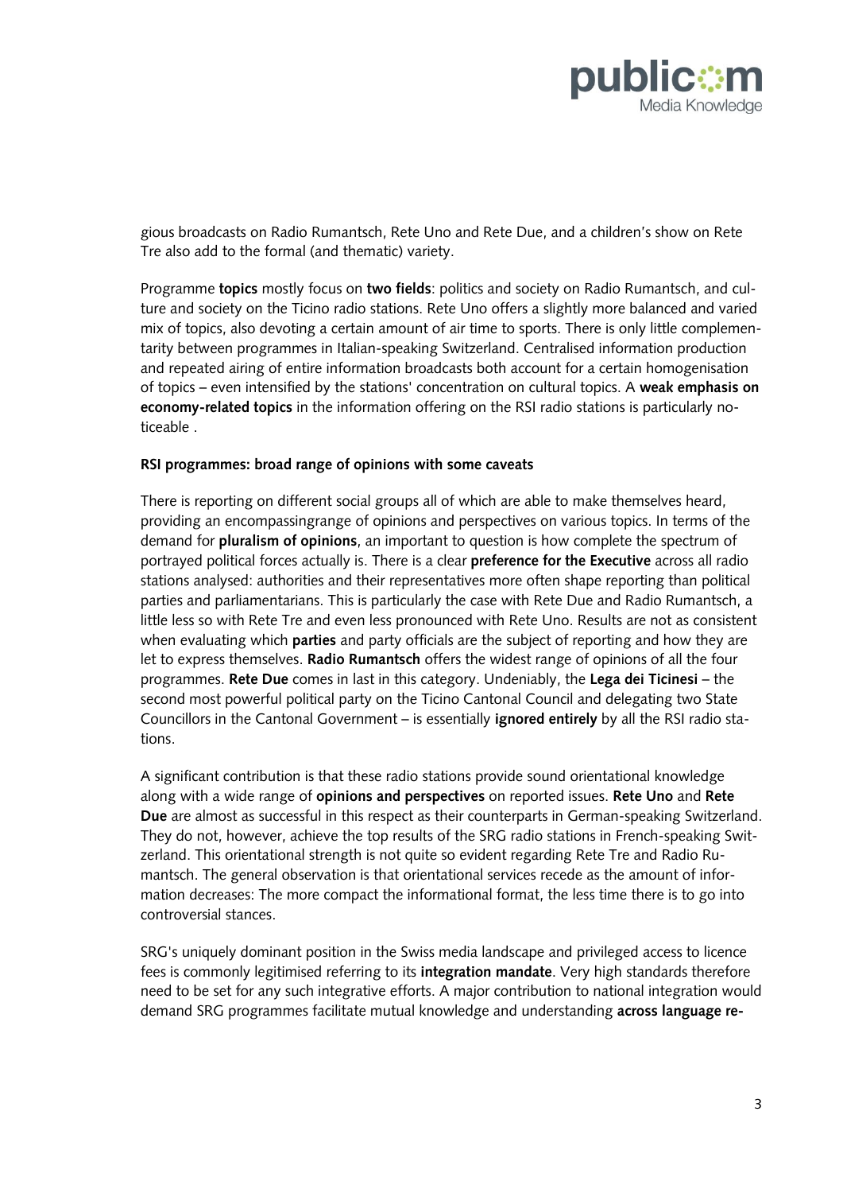gious broadcasts on Radio Rumantsch, Rete Uno and Rete Due, and a children's show on Rete Tre also add to the formal (and thematic) variety.

Programme **topics** mostly focus on **two fields**: politics and society on Radio Rumantsch, and culture and society on the Ticino radio stations. Rete Uno offers a slightly more balanced and varied mix of topics, also devoting a certain amount of air time to sports. There is only little complementarity between programmes in Italian-speaking Switzerland. Centralised information production and repeated airing of entire information broadcasts both account for a certain homogenisation of topics – even intensified by the stations' concentration on cultural topics. A **weak emphasis on economy-related topics** in the information offering on the RSI radio stations is particularly noticeable .

**RSI programmes: broad range of opinions with some caveats**

There is reporting on different social groups all of which are able to make themselves heard, providing an encompassingrange of opinions and perspectives on various topics. In terms of the demand for **pluralism of opinions**, an important to question is how complete the spectrum of portrayed political forces actually is. There is a clear **preference for the Executive** across all radio stations analysed: authorities and their representatives more often shape reporting than political parties and parliamentarians. This is particularly the case with Rete Due and Radio Rumantsch, a little less so with Rete Tre and even less pronounced with Rete Uno. Results are not as consistent when evaluating which **parties** and party officials are the subject of reporting and how they are let to express themselves. **Radio Rumantsch** offers the widest range of opinions of all the four programmes. **Rete Due** comes in last in this category. Undeniably, the **Lega dei Ticinesi** – the second most powerful political party on the Ticino Cantonal Council and delegating two State Councillors in the Cantonal Government – is essentially **ignored entirely** by all the RSI radio stations.

A significant contribution is that these radio stations provide sound orientational knowledge along with a wide range of **opinions and perspectives** on reported issues. **Rete Uno** and **Rete Due** are almost as successful in this respect as their counterparts in German-speaking Switzerland. They do not, however, achieve the top results of the SRG radio stations in French-speaking Switzerland. This orientational strength is not quite so evident regarding Rete Tre and Radio Rumantsch. The general observation is that orientational services recede as the amount of information decreases: The more compact the informational format, the less time there is to go into controversial stances.

SRG's uniquely dominant position in the Swiss media landscape and privileged access to licence fees is commonly legitimised referring to its **integration mandate**. Very high standards therefore need to be set for any such integrative efforts. A major contribution to national integration would demand SRG programmes facilitate mutual knowledge and understanding **across language re-**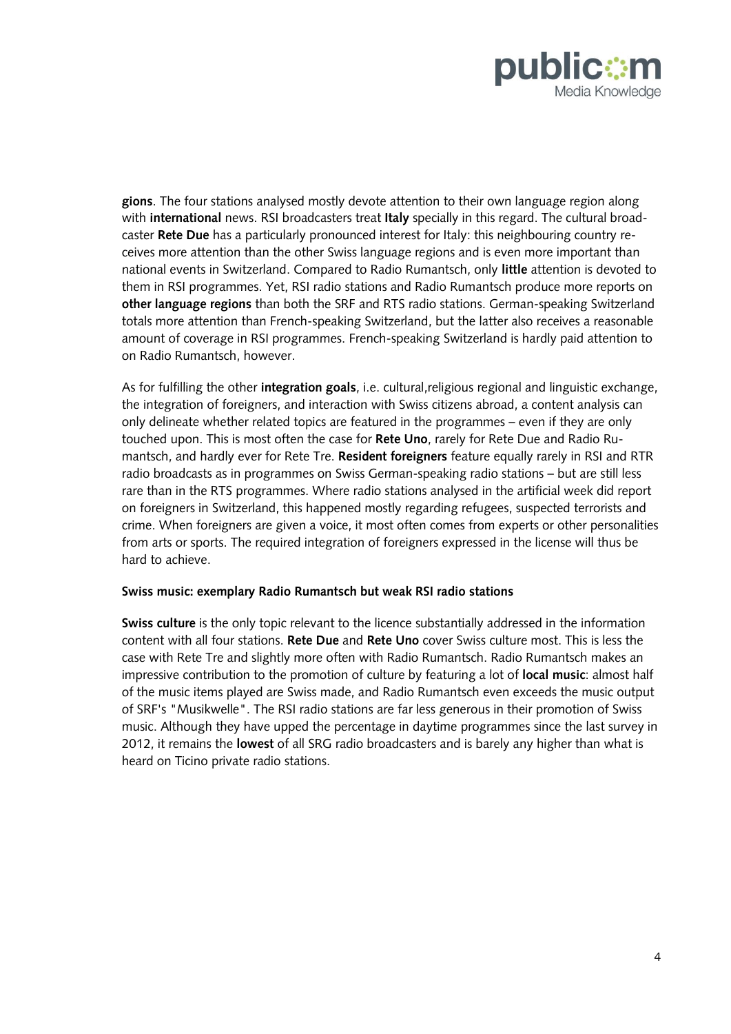gions**. The four stations analysed mostly devote attention to their own language region along with **international** news. RSI broadcasters treat **Italy** specially in this regard. The cultural broadcaster **Rete Due** has a particularly pronounced interest for Italy: this neighbouring country receives more attention than the other Swiss language regions and is even more important than national events in Switzerland. Compared to Radio Rumantsch, only **little** attention is devoted to them in RSI programmes. Yet, RSI radio stations and Radio Rumantsch produce more reports on **other language regions** than both the SRF and RTS radio stations. German-speaking Switzerland totals more attention than French-speaking Switzerland, but the latter also receives a reasonable amount of coverage in RSI programmes. French-speaking Switzerland is hardly paid attention to on Radio Rumantsch, however.

As for fulfilling the other **integration goals**, i.e. cultural,religious regional and linguistic exchange, the integration of foreigners, and interaction with Swiss citizens abroad, a content analysis can only delineate whether related topics are featured in the programmes – even if they are only touched upon. This is most often the case for **Rete Uno**, rarely for Rete Due and Radio Rumantsch, and hardly ever for Rete Tre. **Resident foreigners** feature equally rarely in RSI and RTR radio broadcasts as in programmes on Swiss German-speaking radio stations – but are still less rare than in the RTS programmes. Where radio stations analysed in the artificial week did report on foreigners in Switzerland, this happened mostly regarding refugees, suspected terrorists and crime. When foreigners are given a voice, it most often comes from experts or other personalities from arts or sports. The required integration of foreigners expressed in the license will thus be hard to achieve.

**Swiss music: exemplary Radio Rumantsch but weak RSI radio stations**

**Swiss culture** is the only topic relevant to the licence substantially addressed in the information content with all four stations. **Rete Due** and **Rete Uno** cover Swiss culture most. This is less the case with Rete Tre and slightly more often with Radio Rumantsch. Radio Rumantsch makes an impressive contribution to the promotion of culture by featuring a lot of **local music**: almost half of the music items played are Swiss made, and Radio Rumantsch even exceeds the music output of SRF's "Musikwelle". The RSI radio stations are far less generous in their promotion of Swiss music. Although they have upped the percentage in daytime programmes since the last survey in 2012, it remains the **lowest** of all SRG radio broadcasters and is barely any higher than what is heard on Ticino private radio stations.